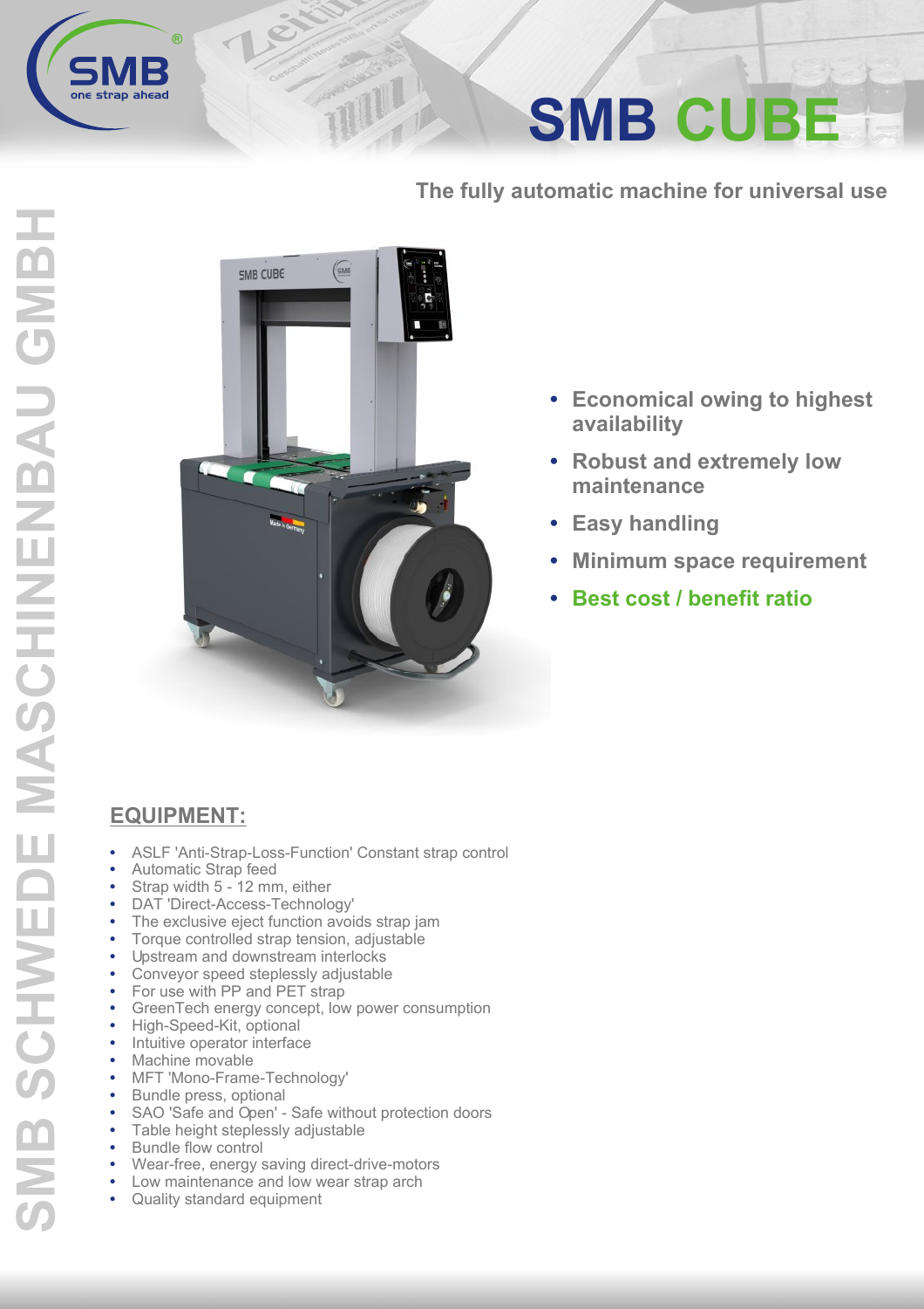# SMB CUBE

The fully automatic machine for universal use

- Economical owing to highest availability
- Robust and extremely low maintenance
- Easy handling
- Minimum space requirement
- **Best cost / benefit ratio**

## EQUIPMENT:

- ASLF 'Anti-Strap-Loss-Function' Constant strap control
- Automatic Strap feed
- Strap width 5 - 12 mm, either
- DAT 'Direct-Access-Technology'
- The exclusive eject function avoids strap jam
- Torque controlled strap tension, adjustable
- Upstream and downstream interlocks
- Conveyor speed steplessly adjustable
- For use with PP and PET strap
- GreenTech energy concept, low power consumption
- High-Speed-Kit, optional
- Intuitive operator interface
- Machine movable
- MFT 'Mono-Frame-Technology'
- Bundle press, optional
- SAO 'Safe and Open' - Safe without protection doors
- Table height steplessly adjustable
- Bundle flow control
- Wear-free, energy saving direct-drive-motors
- Low maintenance and low wear strap arch
- Quality standard equipment

SMB SCHWEDE MASCHINENBAU GMBH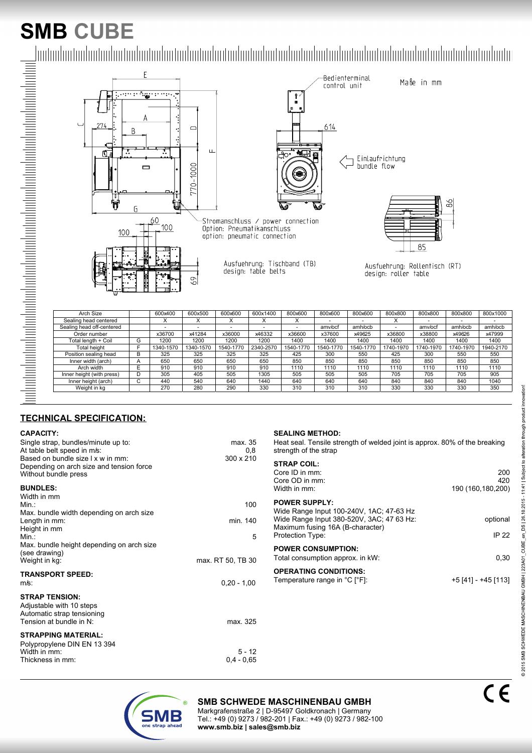# SMB CUBE

Bedienterminal
control unit

Maße in mm

E

A

B

C

274

D

F

614

770-1000

Einlaufrichtung
bundle flow

86

85

G

60

100

100

Stromanschluss / power connection
Option: Pneumatikanschluss
option: pneumatic connection

69

Ausfuehrung: Tischband (TB)
design: table belts

Ausfuehrung: Rollentisch (RT)
design: roller table

| Arch Size | | 600x400 | 600x500 | 600x600 | 600x1400 | 800x600 | 800x600 | 800x600 | 800x800 | 800x800 | 800x800 | 800x1000 |
|---|---|---|---|---|---|---|---|---|---|---|---|---|
| Sealing head centered | | X | X | X | X | X | - | - | X | - | - | - |
| Sealing head off-centered | | - | - | - | - | - | amv/ocf | amh/ocb | - | amv/ocf | amh/ocb | amh/ocb |
| Order number | | x36700 | x41284 | x36000 | x46332 | x36600 | x37600 | x49625 | x36800 | x38800 | x49626 | x47999 |
| Total length + Coil | G | 1200 | 1200 | 1200 | 1200 | 1400 | 1400 | 1400 | 1400 | 1400 | 1400 | 1400 |
| Total height | F | 1340-1570 | 1340-1570 | 1540-1770 | 2340-2570 | 1540-1770 | 1540-1770 | 1540-1770 | 1740-1970 | 1740-1970 | 1740-1970 | 1940-2170 |
| Position sealing head | B | 325 | 325 | 325 | 325 | 425 | 300 | 550 | 425 | 300 | 550 | 550 |
| Inner width (arch) | A | 650 | 650 | 650 | 650 | 850 | 850 | 850 | 850 | 850 | 850 | 850 |
| Arch width | E | 910 | 910 | 910 | 910 | 1110 | 1110 | 1110 | 1110 | 1110 | 1110 | 1110 |
| Inner height (with press) | D | 305 | 405 | 505 | 1305 | 505 | 505 | 505 | 705 | 705 | 705 | 905 |
| Inner height (arch) | C | 440 | 540 | 640 | 1440 | 640 | 640 | 640 | 840 | 840 | 840 | 1040 |
| Weight in kg | | 270 | 280 | 290 | 330 | 310 | 310 | 310 | 330 | 330 | 330 | 350 |

## TECHNICAL SPECIFICATION:

### CAPACITY:

| | |
|---|---|
| Single strap, bundles/minute up to: | max. 35 |
| At table belt speed in m/s: | 0,8 |
| Based on bundle size l x w in mm: | 300 x 210 |
| Depending on arch size and tension force | |
| Without bundle press | |

### BUNDLES:

| | |
|---|---|
| Width in mm | |
| Min.: | 100 |
| Max. bundle width depending on arch size | |
| Length in mm: | min. 140 |
| Height in mm | |
| Min.: | 5 |
| Max. bundle height depending on arch size (see drawing) | |
| Weight in kg: | max. RT 50, TB 30 |

### TRANSPORT SPEED:

| | |
|---|---|
| m/s: | 0,20 - 1,00 |

### STRAP TENSION:

| | |
|---|---|
| Adjustable with 10 steps | |
| Automatic strap tensioning | |
| Tension at bundle in N: | max. 325 |

### STRAPPING MATERIAL:

| | |
|---|---|
| Polypropylene DIN EN 13 394 | |
| Width in mm: | 5 - 12 |
| Thickness in mm: | 0,4 - 0,65 |

### SEALING METHOD:

Heat seal. Tensile strength of welded joint is approx. 80% of the breaking strength of the strap

### STRAP COIL:

| | |
|---|---|
| Core ID in mm: | 200 |
| Core OD in mm: | 420 |
| Width in mm: | 190 (160,180,200) |

### POWER SUPPLY:

| | |
|---|---|
| Wide Range Input 100-240V, 1AC; 47-63 Hz | |
| Wide Range Input 380-520V, 3AC; 47 63 Hz: | optional |
| Maximum fusing 16A (B-character) | |
| Protection Type: | IP 22 |

### POWER CONSUMPTION:

| | |
|---|---|
| Total consumption approx. in kW: | 0,30 |

### OPERATING CONDITIONS:

| | |
|---|---|
| Temperature range in °C [°F]: | +5 [41] - +45 [113] |

CE

**SMB SCHWEDE MASCHINENBAU GMBH**
Markgrafenstraße 2 | D-95497 Goldkronach | Germany
Tel.: +49 (0) 9273 / 982-201 | Fax.: +49 (0) 9273 / 982-100
**www.smb.biz | sales@smb.biz**

© 2015 SMB SCHWEDE MASCHINENBAU GMBH | 223A01_CUBE_en_DS | 26.10.2015 - 1141 | Subject to alteration through product innovation!